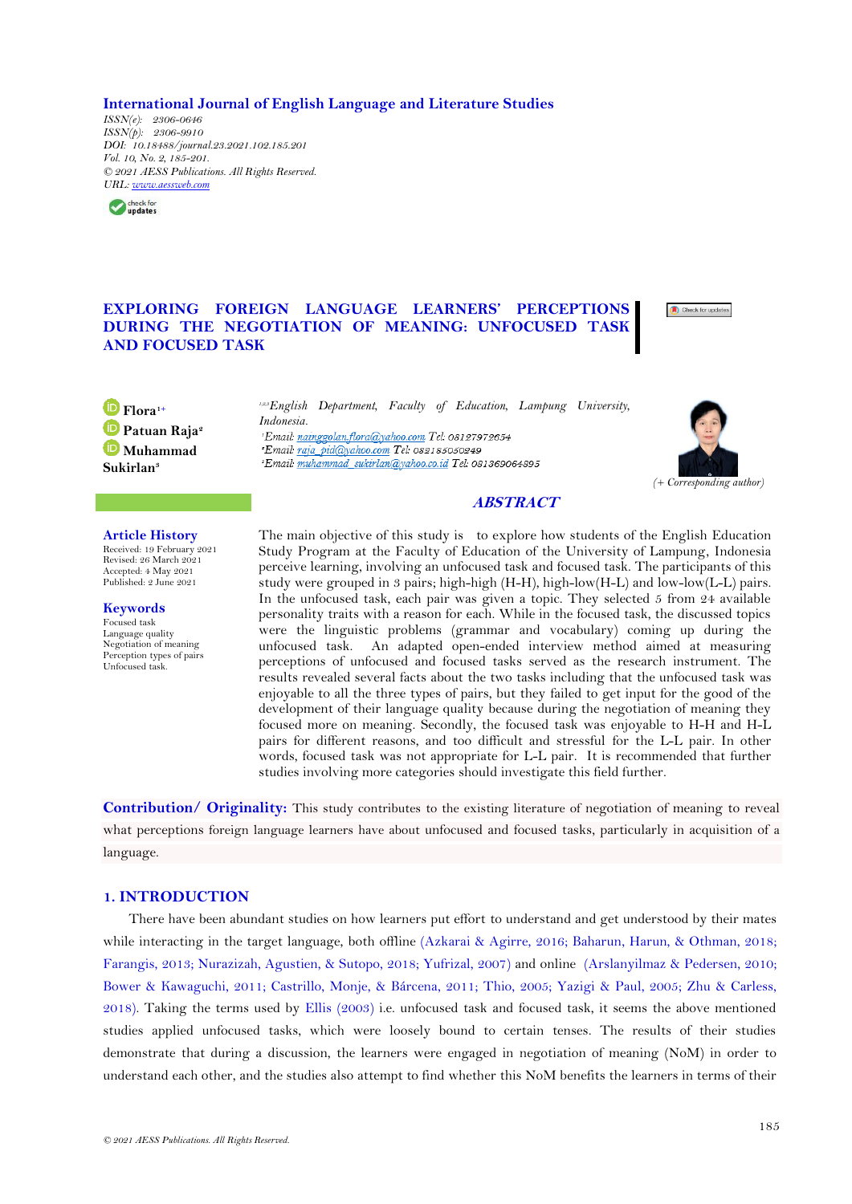**International Journal of English Language and Literature Studies**
*ISSN(e): 2306-0646*
*ISSN(p): 2306-9910*
*DOI: 10.18488/journal.23.2021.102.185.201*
*Vol. 10, No. 2, 185-201.*
*© 2021 AESS Publications. All Rights Reserved.*
*URL: www.aessweb.com*

# EXPLORING FOREIGN LANGUAGE LEARNERS' PERCEPTIONS DURING THE NEGOTIATION OF MEANING: UNFOCUSED TASK AND FOCUSED TASK

**Flora**[1+]
**Patuan Raja**[2]
**Muhammad Sukirlan**[3]

[1,2,3]*English Department, Faculty of Education, Lampung University, Indonesia.*
[1]*Email: nainggolan.flora@yahoo.com Tel: 08127972654*
[2]*Email: raja_pid@yahoo.com Tel: 082185050249*
[3]*Email: muhammad_sukirlan@yahoo.co.id Tel: 081369064895*

(+ Corresponding author)

## ABSTRACT

The main objective of this study is to explore how students of the English Education Study Program at the Faculty of Education of the University of Lampung, Indonesia perceive learning, involving an unfocused task and focused task. The participants of this study were grouped in 3 pairs; high-high (H-H), high-low(H-L) and low-low(L-L) pairs. In the unfocused task, each pair was given a topic. They selected 5 from 24 available personality traits with a reason for each. While in the focused task, the discussed topics were the linguistic problems (grammar and vocabulary) coming up during the unfocused task. An adapted open-ended interview method aimed at measuring perceptions of unfocused and focused tasks served as the research instrument. The results revealed several facts about the two tasks including that the unfocused task was enjoyable to all the three types of pairs, but they failed to get input for the good of the development of their language quality because during the negotiation of meaning they focused more on meaning. Secondly, the focused task was enjoyable to H-H and H-L pairs for different reasons, and too difficult and stressful for the L-L pair. In other words, focused task was not appropriate for L-L pair. It is recommended that further studies involving more categories should investigate this field further.

### Article History
Received: 19 February 2021
Revised: 26 March 2021
Accepted: 4 May 2021
Published: 2 June 2021

### Keywords
Focused task
Language quality
Negotiation of meaning
Perception types of pairs
Unfocused task.

**Contribution/ Originality:** This study contributes to the existing literature of negotiation of meaning to reveal what perceptions foreign language learners have about unfocused and focused tasks, particularly in acquisition of a language.

## 1. INTRODUCTION

There have been abundant studies on how learners put effort to understand and get understood by their mates while interacting in the target language, both offline (Azkarai & Agirre, 2016; Baharun, Harun, & Othman, 2018; Farangis, 2013; Nurazizah, Agustien, & Sutopo, 2018; Yufrizal, 2007) and online (Arslanyilmaz & Pedersen, 2010; Bower & Kawaguchi, 2011; Castrillo, Monje, & Bárcena, 2011; Thio, 2005; Yazigi & Paul, 2005; Zhu & Carless, 2018). Taking the terms used by Ellis (2003) i.e. unfocused task and focused task, it seems the above mentioned studies applied unfocused tasks, which were loosely bound to certain tenses. The results of their studies demonstrate that during a discussion, the learners were engaged in negotiation of meaning (NoM) in order to understand each other, and the studies also attempt to find whether this NoM benefits the learners in terms of their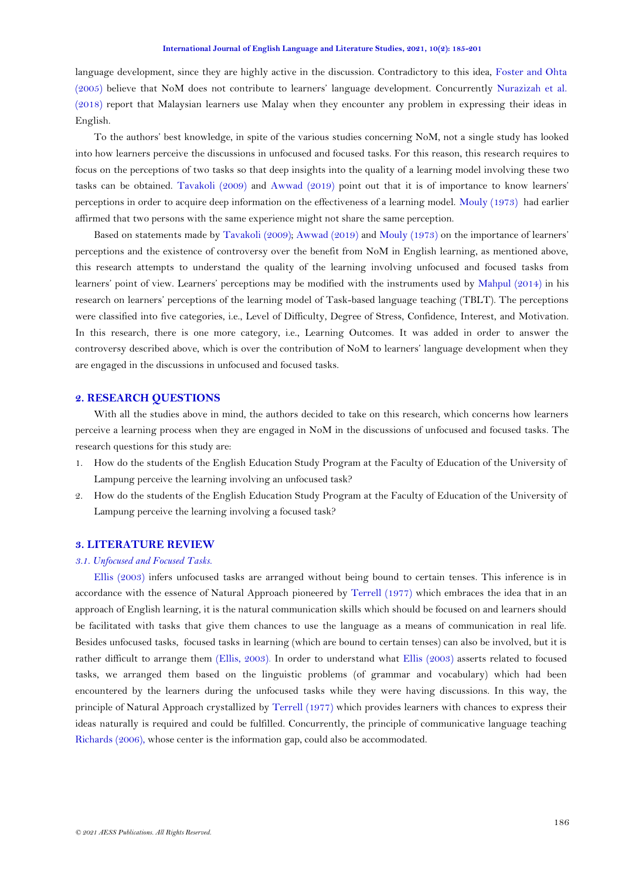language development, since they are highly active in the discussion. Contradictory to this idea, Foster and Ohta (2005) believe that NoM does not contribute to learners' language development. Concurrently Nurazizah et al. (2018) report that Malaysian learners use Malay when they encounter any problem in expressing their ideas in English.

To the authors' best knowledge, in spite of the various studies concerning NoM, not a single study has looked into how learners perceive the discussions in unfocused and focused tasks. For this reason, this research requires to focus on the perceptions of two tasks so that deep insights into the quality of a learning model involving these two tasks can be obtained. Tavakoli (2009) and Awwad (2019) point out that it is of importance to know learners' perceptions in order to acquire deep information on the effectiveness of a learning model. Mouly (1973) had earlier affirmed that two persons with the same experience might not share the same perception.

Based on statements made by Tavakoli (2009); Awwad (2019) and Mouly (1973) on the importance of learners' perceptions and the existence of controversy over the benefit from NoM in English learning, as mentioned above, this research attempts to understand the quality of the learning involving unfocused and focused tasks from learners' point of view. Learners' perceptions may be modified with the instruments used by Mahpul (2014) in his research on learners' perceptions of the learning model of Task-based language teaching (TBLT). The perceptions were classified into five categories, i.e., Level of Difficulty, Degree of Stress, Confidence, Interest, and Motivation. In this research, there is one more category, i.e., Learning Outcomes. It was added in order to answer the controversy described above, which is over the contribution of NoM to learners' language development when they are engaged in the discussions in unfocused and focused tasks.

## 2. RESEARCH QUESTIONS

With all the studies above in mind, the authors decided to take on this research, which concerns how learners perceive a learning process when they are engaged in NoM in the discussions of unfocused and focused tasks. The research questions for this study are:

1. How do the students of the English Education Study Program at the Faculty of Education of the University of Lampung perceive the learning involving an unfocused task?
2. How do the students of the English Education Study Program at the Faculty of Education of the University of Lampung perceive the learning involving a focused task?

## 3. LITERATURE REVIEW

### *3.1. Unfocused and Focused Tasks.*

Ellis (2003) infers unfocused tasks are arranged without being bound to certain tenses. This inference is in accordance with the essence of Natural Approach pioneered by Terrell (1977) which embraces the idea that in an approach of English learning, it is the natural communication skills which should be focused on and learners should be facilitated with tasks that give them chances to use the language as a means of communication in real life. Besides unfocused tasks, focused tasks in learning (which are bound to certain tenses) can also be involved, but it is rather difficult to arrange them (Ellis, 2003). In order to understand what Ellis (2003) asserts related to focused tasks, we arranged them based on the linguistic problems (of grammar and vocabulary) which had been encountered by the learners during the unfocused tasks while they were having discussions. In this way, the principle of Natural Approach crystallized by Terrell (1977) which provides learners with chances to express their ideas naturally is required and could be fulfilled. Concurrently, the principle of communicative language teaching Richards (2006), whose center is the information gap, could also be accommodated.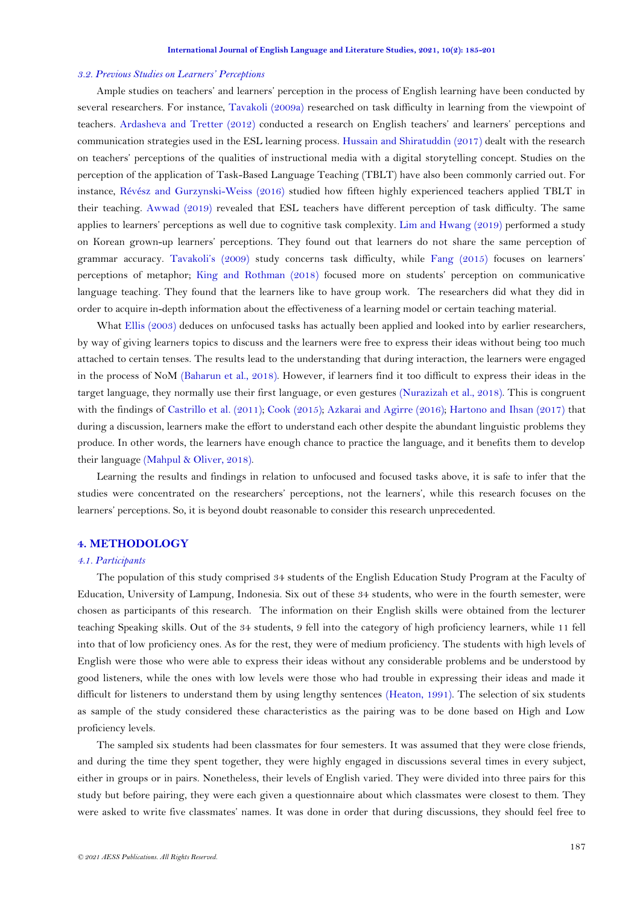### *3.2. Previous Studies on Learners' Perceptions*

Ample studies on teachers' and learners' perception in the process of English learning have been conducted by several researchers. For instance, Tavakoli (2009a) researched on task difficulty in learning from the viewpoint of teachers. Ardasheva and Tretter (2012) conducted a research on English teachers' and learners' perceptions and communication strategies used in the ESL learning process. Hussain and Shiratuddin (2017) dealt with the research on teachers' perceptions of the qualities of instructional media with a digital storytelling concept. Studies on the perception of the application of Task-Based Language Teaching (TBLT) have also been commonly carried out. For instance, Révész and Gurzynski-Weiss (2016) studied how fifteen highly experienced teachers applied TBLT in their teaching. Awwad (2019) revealed that ESL teachers have different perception of task difficulty. The same applies to learners' perceptions as well due to cognitive task complexity. Lim and Hwang (2019) performed a study on Korean grown-up learners' perceptions. They found out that learners do not share the same perception of grammar accuracy. Tavakoli's (2009) study concerns task difficulty, while Fang (2015) focuses on learners' perceptions of metaphor; King and Rothman (2018) focused more on students' perception on communicative language teaching. They found that the learners like to have group work. The researchers did what they did in order to acquire in-depth information about the effectiveness of a learning model or certain teaching material.

What Ellis (2003) deduces on unfocused tasks has actually been applied and looked into by earlier researchers, by way of giving learners topics to discuss and the learners were free to express their ideas without being too much attached to certain tenses. The results lead to the understanding that during interaction, the learners were engaged in the process of NoM (Baharun et al., 2018). However, if learners find it too difficult to express their ideas in the target language, they normally use their first language, or even gestures (Nurazizah et al., 2018). This is congruent with the findings of Castrillo et al. (2011); Cook (2015); Azkarai and Agirre (2016); Hartono and Ihsan (2017) that during a discussion, learners make the effort to understand each other despite the abundant linguistic problems they produce. In other words, the learners have enough chance to practice the language, and it benefits them to develop their language (Mahpul & Oliver, 2018).

Learning the results and findings in relation to unfocused and focused tasks above, it is safe to infer that the studies were concentrated on the researchers' perceptions, not the learners', while this research focuses on the learners' perceptions. So, it is beyond doubt reasonable to consider this research unprecedented.

## 4. METHODOLOGY

### *4.1. Participants*

The population of this study comprised 34 students of the English Education Study Program at the Faculty of Education, University of Lampung, Indonesia. Six out of these 34 students, who were in the fourth semester, were chosen as participants of this research. The information on their English skills were obtained from the lecturer teaching Speaking skills. Out of the 34 students, 9 fell into the category of high proficiency learners, while 11 fell into that of low proficiency ones. As for the rest, they were of medium proficiency. The students with high levels of English were those who were able to express their ideas without any considerable problems and be understood by good listeners, while the ones with low levels were those who had trouble in expressing their ideas and made it difficult for listeners to understand them by using lengthy sentences (Heaton, 1991). The selection of six students as sample of the study considered these characteristics as the pairing was to be done based on High and Low proficiency levels.

The sampled six students had been classmates for four semesters. It was assumed that they were close friends, and during the time they spent together, they were highly engaged in discussions several times in every subject, either in groups or in pairs. Nonetheless, their levels of English varied. They were divided into three pairs for this study but before pairing, they were each given a questionnaire about which classmates were closest to them. They were asked to write five classmates' names. It was done in order that during discussions, they should feel free to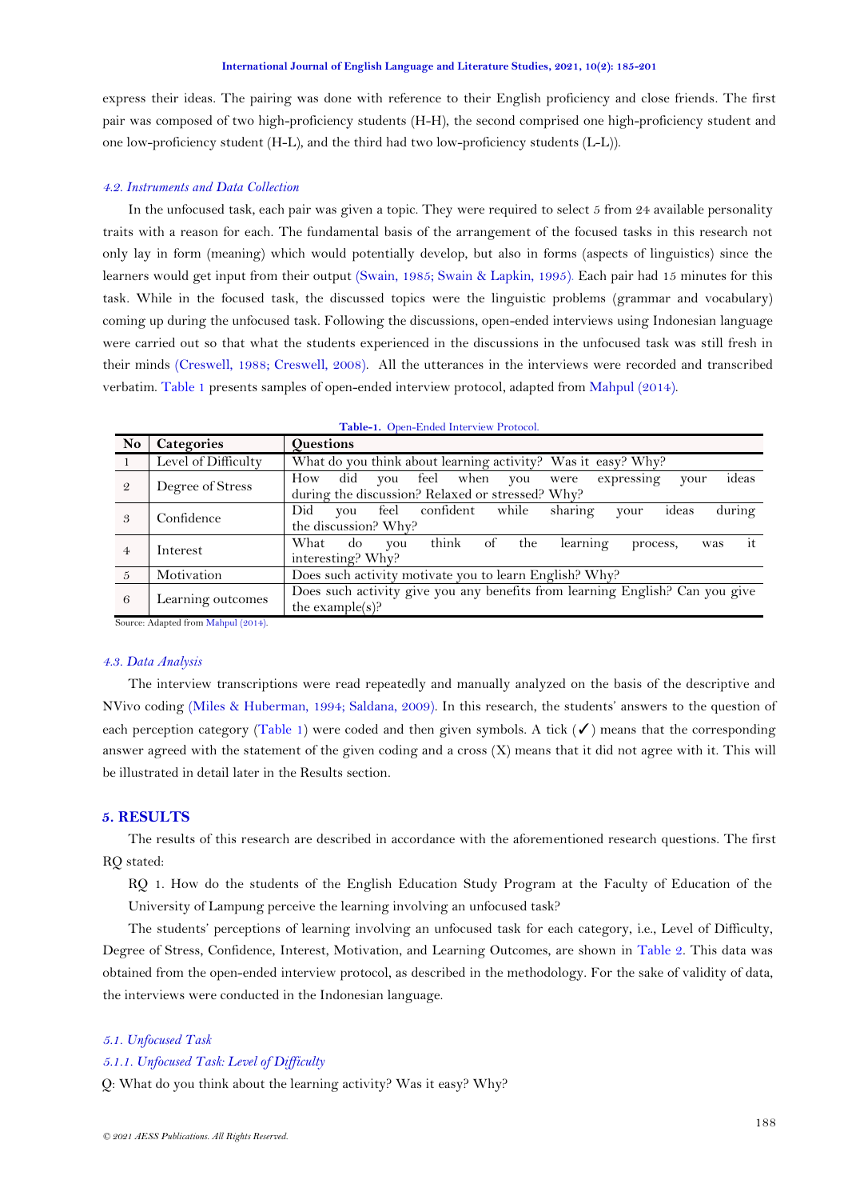express their ideas. The pairing was done with reference to their English proficiency and close friends. The first pair was composed of two high-proficiency students (H-H), the second comprised one high-proficiency student and one low-proficiency student (H-L), and the third had two low-proficiency students (L-L)).

### *4.2. Instruments and Data Collection*

In the unfocused task, each pair was given a topic. They were required to select 5 from 24 available personality traits with a reason for each. The fundamental basis of the arrangement of the focused tasks in this research not only lay in form (meaning) which would potentially develop, but also in forms (aspects of linguistics) since the learners would get input from their output (Swain, 1985; Swain & Lapkin, 1995). Each pair had 15 minutes for this task. While in the focused task, the discussed topics were the linguistic problems (grammar and vocabulary) coming up during the unfocused task. Following the discussions, open-ended interviews using Indonesian language were carried out so that what the students experienced in the discussions in the unfocused task was still fresh in their minds (Creswell, 1988; Creswell, 2008). All the utterances in the interviews were recorded and transcribed verbatim. Table 1 presents samples of open-ended interview protocol, adapted from Mahpul (2014).

**Table-1.** Open-Ended Interview Protocol.

| No | Categories | Questions |
|---|---|---|
| 1 | Level of Difficulty | What do you think about learning activity? Was it easy? Why? |
| 2 | Degree of Stress | How did you feel when you were expressing your ideas during the discussion? Relaxed or stressed? Why? |
| 3 | Confidence | Did you feel confident while sharing your ideas during the discussion? Why? |
| 4 | Interest | What do you think of the learning process, was it interesting? Why? |
| 5 | Motivation | Does such activity motivate you to learn English? Why? |
| 6 | Learning outcomes | Does such activity give you any benefits from learning English? Can you give the example(s)? |

Source: Adapted from Mahpul (2014).

### *4.3. Data Analysis*

The interview transcriptions were read repeatedly and manually analyzed on the basis of the descriptive and NVivo coding (Miles & Huberman, 1994; Saldana, 2009). In this research, the students' answers to the question of each perception category (Table 1) were coded and then given symbols. A tick (✓) means that the corresponding answer agreed with the statement of the given coding and a cross (X) means that it did not agree with it. This will be illustrated in detail later in the Results section.

## 5. RESULTS

The results of this research are described in accordance with the aforementioned research questions. The first RQ stated:

RQ 1. How do the students of the English Education Study Program at the Faculty of Education of the University of Lampung perceive the learning involving an unfocused task?

The students' perceptions of learning involving an unfocused task for each category, i.e., Level of Difficulty, Degree of Stress, Confidence, Interest, Motivation, and Learning Outcomes, are shown in Table 2. This data was obtained from the open-ended interview protocol, as described in the methodology. For the sake of validity of data, the interviews were conducted in the Indonesian language.

### *5.1. Unfocused Task*

#### *5.1.1. Unfocused Task: Level of Difficulty*

Q: What do you think about the learning activity? Was it easy? Why?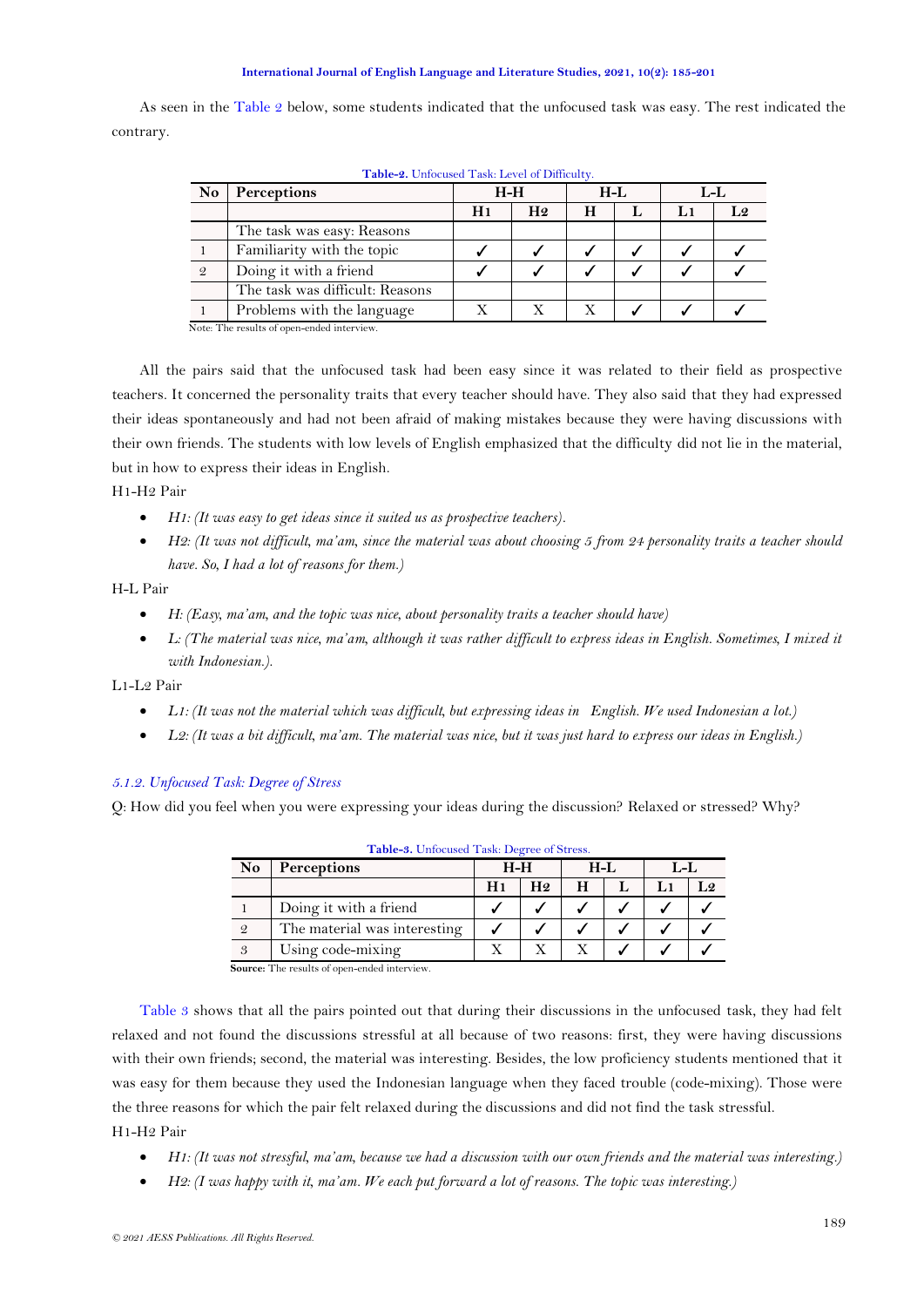As seen in the Table 2 below, some students indicated that the unfocused task was easy. The rest indicated the contrary.

**Table-2.** Unfocused Task: Level of Difficulty.

| No | Perceptions | H-H | | H-L | | L-L | |
|---|---|---|---|---|---|---|---|
| | | H1 | H2 | H | L | L1 | L2 |
| | The task was easy: Reasons | | | | | | |
| 1 | Familiarity with the topic | ✓ | ✓ | ✓ | ✓ | ✓ | ✓ |
| 2 | Doing it with a friend | ✓ | ✓ | ✓ | ✓ | ✓ | ✓ |
| | The task was difficult: Reasons | | | | | | |
| 1 | Problems with the language | X | X | X | ✓ | ✓ | ✓ |

Note: The results of open-ended interview.

All the pairs said that the unfocused task had been easy since it was related to their field as prospective teachers. It concerned the personality traits that every teacher should have. They also said that they had expressed their ideas spontaneously and had not been afraid of making mistakes because they were having discussions with their own friends. The students with low levels of English emphasized that the difficulty did not lie in the material, but in how to express their ideas in English.

H1-H2 Pair

- *H1: (It was easy to get ideas since it suited us as prospective teachers).*
- *H2: (It was not difficult, ma'am, since the material was about choosing 5 from 24 personality traits a teacher should have. So, I had a lot of reasons for them.)*

H-L Pair

- *H: (Easy, ma'am, and the topic was nice, about personality traits a teacher should have)*
- *L: (The material was nice, ma'am, although it was rather difficult to express ideas in English. Sometimes, I mixed it with Indonesian.).*

L1-L2 Pair

- *L1: (It was not the material which was difficult, but expressing ideas in English. We used Indonesian a lot.)*
- *L2: (It was a bit difficult, ma'am. The material was nice, but it was just hard to express our ideas in English.)*

### *5.1.2. Unfocused Task: Degree of Stress*

Q: How did you feel when you were expressing your ideas during the discussion? Relaxed or stressed? Why?

**Table-3.** Unfocused Task: Degree of Stress.

| No | Perceptions | H-H | | H-L | | L-L | |
|---|---|---|---|---|---|---|---|
| | | H1 | H2 | H | L | L1 | L2 |
| 1 | Doing it with a friend | ✓ | ✓ | ✓ | ✓ | ✓ | ✓ |
| 2 | The material was interesting | ✓ | ✓ | ✓ | ✓ | ✓ | ✓ |
| 3 | Using code-mixing | X | X | X | ✓ | ✓ | ✓ |

**Source:** The results of open-ended interview.

Table 3 shows that all the pairs pointed out that during their discussions in the unfocused task, they had felt relaxed and not found the discussions stressful at all because of two reasons: first, they were having discussions with their own friends; second, the material was interesting. Besides, the low proficiency students mentioned that it was easy for them because they used the Indonesian language when they faced trouble (code-mixing). Those were the three reasons for which the pair felt relaxed during the discussions and did not find the task stressful.

H1-H2 Pair

- *H1: (It was not stressful, ma'am, because we had a discussion with our own friends and the material was interesting.)*
- *H2: (I was happy with it, ma'am. We each put forward a lot of reasons. The topic was interesting.)*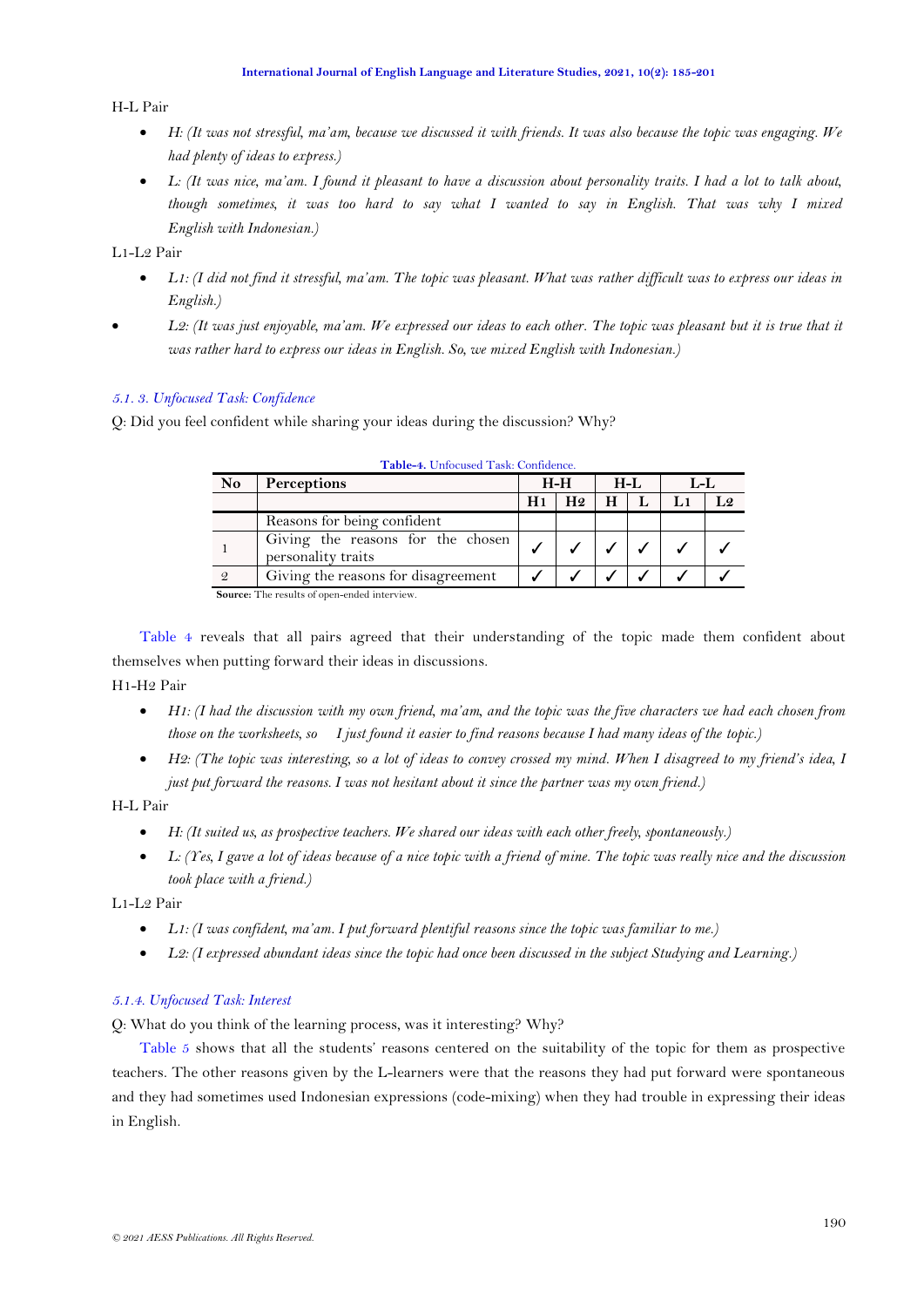H-L Pair

- *H: (It was not stressful, ma'am, because we discussed it with friends. It was also because the topic was engaging. We had plenty of ideas to express.)*
- *L: (It was nice, ma'am. I found it pleasant to have a discussion about personality traits. I had a lot to talk about, though sometimes, it was too hard to say what I wanted to say in English. That was why I mixed English with Indonesian.)*

L1-L2 Pair

- *L1: (I did not find it stressful, ma'am. The topic was pleasant. What was rather difficult was to express our ideas in English.)*
- *L2: (It was just enjoyable, ma'am. We expressed our ideas to each other. The topic was pleasant but it is true that it was rather hard to express our ideas in English. So, we mixed English with Indonesian.)*

### *5.1. 3. Unfocused Task: Confidence*

Q: Did you feel confident while sharing your ideas during the discussion? Why?

**Table-4.** Unfocused Task: Confidence.

| No | Perceptions | H-H | | H-L | | L-L | |
|---|---|---|---|---|---|---|---|
| | | H1 | H2 | H | L | L1 | L2 |
| | Reasons for being confident | | | | | | |
| 1 | Giving the reasons for the chosen personality traits | ✓ | ✓ | ✓ | ✓ | ✓ | ✓ |
| 2 | Giving the reasons for disagreement | ✓ | ✓ | ✓ | ✓ | ✓ | ✓ |

**Source:** The results of open-ended interview.

Table 4 reveals that all pairs agreed that their understanding of the topic made them confident about themselves when putting forward their ideas in discussions.

H1-H2 Pair

- *H1: (I had the discussion with my own friend, ma'am, and the topic was the five characters we had each chosen from those on the worksheets, so I just found it easier to find reasons because I had many ideas of the topic.)*
- *H2: (The topic was interesting, so a lot of ideas to convey crossed my mind. When I disagreed to my friend's idea, I just put forward the reasons. I was not hesitant about it since the partner was my own friend.)*

H-L Pair

- *H: (It suited us, as prospective teachers. We shared our ideas with each other freely, spontaneously.)*
- *L: (Yes, I gave a lot of ideas because of a nice topic with a friend of mine. The topic was really nice and the discussion took place with a friend.)*

L1-L2 Pair

- *L1: (I was confident, ma'am. I put forward plentiful reasons since the topic was familiar to me.)*
- *L2: (I expressed abundant ideas since the topic had once been discussed in the subject Studying and Learning.)*

### *5.1.4. Unfocused Task: Interest*

Q: What do you think of the learning process, was it interesting? Why?

Table 5 shows that all the students' reasons centered on the suitability of the topic for them as prospective teachers. The other reasons given by the L-learners were that the reasons they had put forward were spontaneous and they had sometimes used Indonesian expressions (code-mixing) when they had trouble in expressing their ideas in English.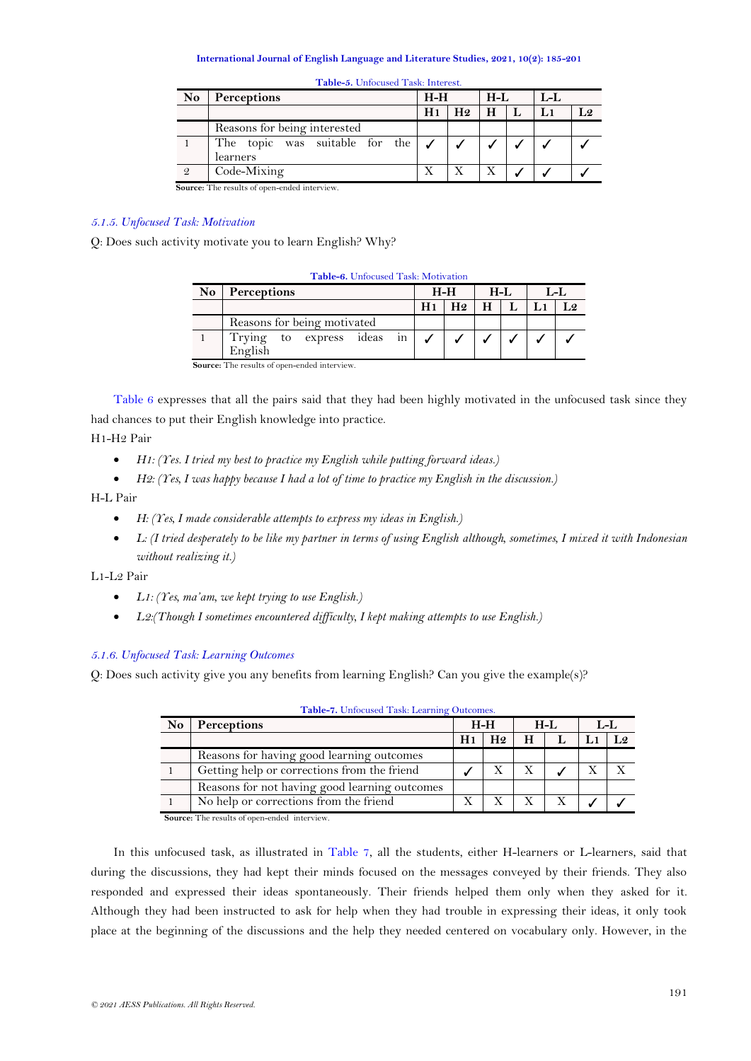**Table-5.** Unfocused Task: Interest.

| No | Perceptions | H-H | | H-L | | L-L | |
|---|---|---|---|---|---|---|---|
| | | H1 | H2 | H | L | L1 | L2 |
| | Reasons for being interested | | | | | | |
| 1 | The topic was suitable for the learners | ✓ | ✓ | ✓ | ✓ | ✓ | ✓ |
| 2 | Code-Mixing | X | X | X | ✓ | ✓ | ✓ |

**Source:** The results of open-ended interview.

### *5.1.5. Unfocused Task: Motivation*

Q: Does such activity motivate you to learn English? Why?

**Table-6.** Unfocused Task: Motivation

| No | Perceptions | H-H | | H-L | | L-L | |
|---|---|---|---|---|---|---|---|
| | | H1 | H2 | H | L | L1 | L2 |
| | Reasons for being motivated | | | | | | |
| 1 | Trying to express ideas in English | ✓ | ✓ | ✓ | ✓ | ✓ | ✓ |

**Source:** The results of open-ended interview.

Table 6 expresses that all the pairs said that they had been highly motivated in the unfocused task since they had chances to put their English knowledge into practice.

H1-H2 Pair

- *H1: (Yes. I tried my best to practice my English while putting forward ideas.)*
- *H2: (Yes, I was happy because I had a lot of time to practice my English in the discussion.)*

H-L Pair

- *H: (Yes, I made considerable attempts to express my ideas in English.)*
- *L: (I tried desperately to be like my partner in terms of using English although, sometimes, I mixed it with Indonesian without realizing it.)*

L1-L2 Pair

- *L1: (Yes, ma'am, we kept trying to use English.)*
- *L2:(Though I sometimes encountered difficulty, I kept making attempts to use English.)*

### *5.1.6. Unfocused Task: Learning Outcomes*

Q: Does such activity give you any benefits from learning English? Can you give the example(s)?

**Table-7.** Unfocused Task: Learning Outcomes.

| No | Perceptions | H-H | | H-L | | L-L | |
|---|---|---|---|---|---|---|---|
| | | H1 | H2 | H | L | L1 | L2 |
| | Reasons for having good learning outcomes | | | | | | |
| 1 | Getting help or corrections from the friend | ✓ | X | X | ✓ | X | X |
| | Reasons for not having good learning outcomes | | | | | | |
| 1 | No help or corrections from the friend | X | X | X | X | ✓ | ✓ |

**Source:** The results of open-ended interview.

In this unfocused task, as illustrated in Table 7, all the students, either H-learners or L-learners, said that during the discussions, they had kept their minds focused on the messages conveyed by their friends. They also responded and expressed their ideas spontaneously. Their friends helped them only when they asked for it. Although they had been instructed to ask for help when they had trouble in expressing their ideas, it only took place at the beginning of the discussions and the help they needed centered on vocabulary only. However, in the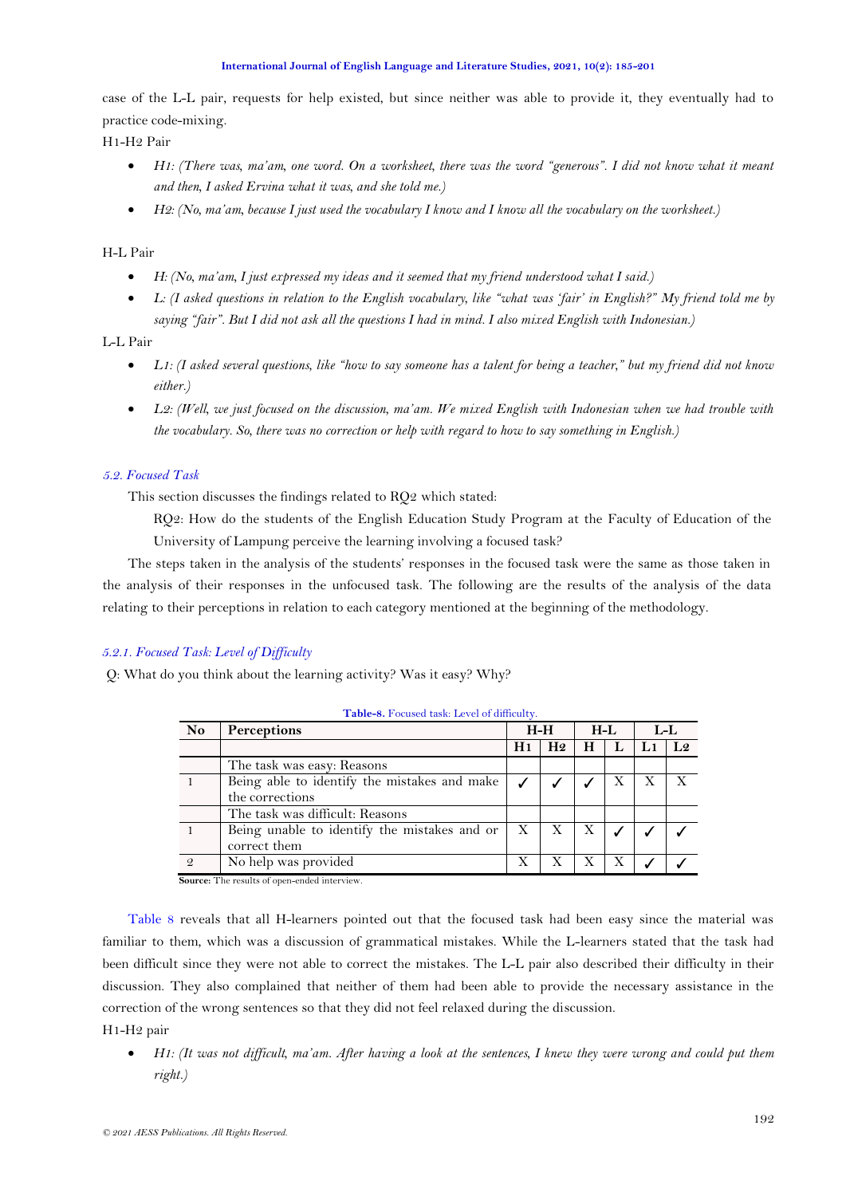case of the L-L pair, requests for help existed, but since neither was able to provide it, they eventually had to practice code-mixing.

H1-H2 Pair

- *H1: (There was, ma'am, one word. On a worksheet, there was the word "generous". I did not know what it meant and then, I asked Ervina what it was, and she told me.)*
- *H2: (No, ma'am, because I just used the vocabulary I know and I know all the vocabulary on the worksheet.)*

H-L Pair

- *H: (No, ma'am, I just expressed my ideas and it seemed that my friend understood what I said.)*
- *L: (I asked questions in relation to the English vocabulary, like "what was 'fair' in English?" My friend told me by saying "fair". But I did not ask all the questions I had in mind. I also mixed English with Indonesian.)*

L-L Pair

- *L1: (I asked several questions, like "how to say someone has a talent for being a teacher," but my friend did not know either.)*
- *L2: (Well, we just focused on the discussion, ma'am. We mixed English with Indonesian when we had trouble with the vocabulary. So, there was no correction or help with regard to how to say something in English.)*

### 5.2. Focused Task

This section discusses the findings related to RQ2 which stated:

RQ2: How do the students of the English Education Study Program at the Faculty of Education of the University of Lampung perceive the learning involving a focused task?

The steps taken in the analysis of the students' responses in the focused task were the same as those taken in the analysis of their responses in the unfocused task. The following are the results of the analysis of the data relating to their perceptions in relation to each category mentioned at the beginning of the methodology.

#### 5.2.1. Focused Task: Level of Difficulty

Q: What do you think about the learning activity? Was it easy? Why?

**Table-8.** Focused task: Level of difficulty.

| No | Perceptions | H-H | | H-L | | L-L | |
|---|---|---|---|---|---|---|---|
| | | H1 | H2 | H | L | L1 | L2 |
| | The task was easy: Reasons | | | | | | |
| 1 | Being able to identify the mistakes and make the corrections | ✓ | ✓ | ✓ | X | X | X |
| | The task was difficult: Reasons | | | | | | |
| 1 | Being unable to identify the mistakes and or correct them | X | X | X | ✓ | ✓ | ✓ |
| 2 | No help was provided | X | X | X | X | ✓ | ✓ |

**Source:** The results of open-ended interview.

Table 8 reveals that all H-learners pointed out that the focused task had been easy since the material was familiar to them, which was a discussion of grammatical mistakes. While the L-learners stated that the task had been difficult since they were not able to correct the mistakes. The L-L pair also described their difficulty in their discussion. They also complained that neither of them had been able to provide the necessary assistance in the correction of the wrong sentences so that they did not feel relaxed during the discussion.

H1-H2 pair

- *H1: (It was not difficult, ma'am. After having a look at the sentences, I knew they were wrong and could put them right.)*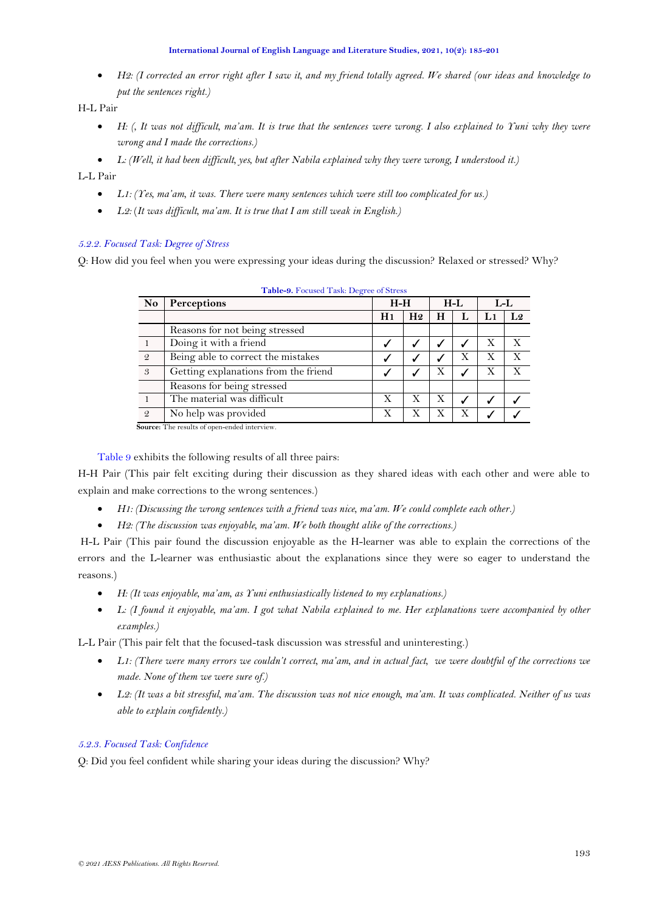- *H2: (I corrected an error right after I saw it, and my friend totally agreed. We shared (our ideas and knowledge to put the sentences right.)*

H-L Pair

- *H: (, It was not difficult, ma'am. It is true that the sentences were wrong. I also explained to Yuni why they were wrong and I made the corrections.)*
- *L: (Well, it had been difficult, yes, but after Nabila explained why they were wrong, I understood it.)*

L-L Pair

- *L1: (Yes, ma'am, it was. There were many sentences which were still too complicated for us.)*
- *L2: (It was difficult, ma'am. It is true that I am still weak in English.)*

### 5.2.2. Focused Task: Degree of Stress

Q: How did you feel when you were expressing your ideas during the discussion? Relaxed or stressed? Why?

**Table-9.** Focused Task: Degree of Stress

| No | Perceptions | H-H | | H-L | | L-L | |
|---|---|---|---|---|---|---|---|
| | | H1 | H2 | H | L | L1 | L2 |
| | Reasons for not being stressed | | | | | | |
| 1 | Doing it with a friend | ✓ | ✓ | ✓ | ✓ | X | X |
| 2 | Being able to correct the mistakes | ✓ | ✓ | ✓ | X | X | X |
| 3 | Getting explanations from the friend | ✓ | ✓ | X | ✓ | X | X |
| | Reasons for being stressed | | | | | | |
| 1 | The material was difficult | X | X | X | ✓ | ✓ | ✓ |
| 2 | No help was provided | X | X | X | X | ✓ | ✓ |

**Source:** The results of open-ended interview.

Table 9 exhibits the following results of all three pairs:

H-H Pair (This pair felt exciting during their discussion as they shared ideas with each other and were able to explain and make corrections to the wrong sentences.)

- *H1: (Discussing the wrong sentences with a friend was nice, ma'am. We could complete each other.)*
- *H2: (The discussion was enjoyable, ma'am. We both thought alike of the corrections.)*

H-L Pair (This pair found the discussion enjoyable as the H-learner was able to explain the corrections of the errors and the L-learner was enthusiastic about the explanations since they were so eager to understand the reasons.)

- *H: (It was enjoyable, ma'am, as Yuni enthusiastically listened to my explanations.)*
- *L: (I found it enjoyable, ma'am. I got what Nabila explained to me. Her explanations were accompanied by other examples.)*

L-L Pair (This pair felt that the focused-task discussion was stressful and uninteresting.)

- *L1: (There were many errors we couldn't correct, ma'am, and in actual fact, we were doubtful of the corrections we made. None of them we were sure of.)*
- *L2: (It was a bit stressful, ma'am. The discussion was not nice enough, ma'am. It was complicated. Neither of us was able to explain confidently.)*

### 5.2.3. Focused Task: Confidence

Q: Did you feel confident while sharing your ideas during the discussion? Why?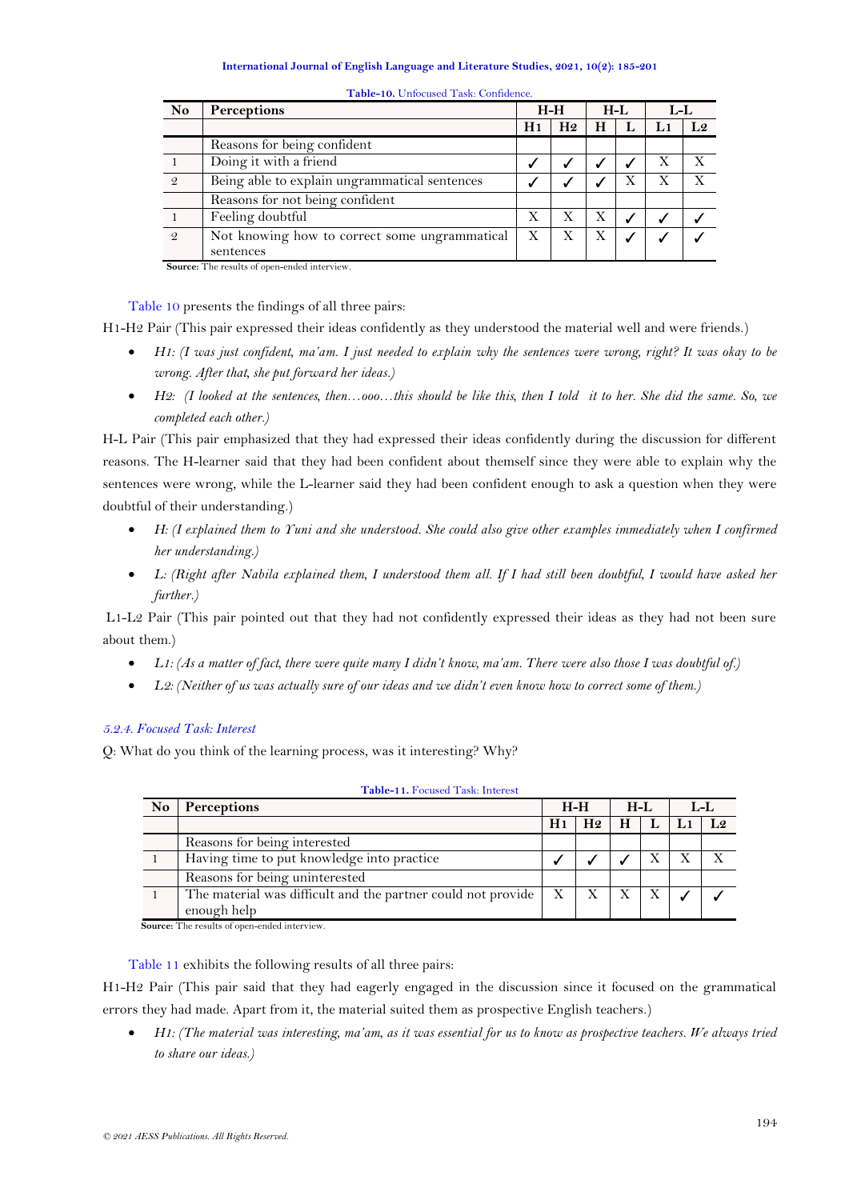**Table-10.** Unfocused Task: Confidence.

| No | Perceptions | H-H | | H-L | | L-L | |
|---|---|---|---|---|---|---|---|
| | | H1 | H2 | H | L | L1 | L2 |
| | Reasons for being confident | | | | | | |
| 1 | Doing it with a friend | ✓ | ✓ | ✓ | ✓ | X | X |
| 2 | Being able to explain ungrammatical sentences | ✓ | ✓ | ✓ | X | X | X |
| | Reasons for not being confident | | | | | | |
| 1 | Feeling doubtful | X | X | X | ✓ | ✓ | ✓ |
| 2 | Not knowing how to correct some ungrammatical sentences | X | X | X | ✓ | ✓ | ✓ |

**Source:** The results of open-ended interview.

Table 10 presents the findings of all three pairs:

H1-H2 Pair (This pair expressed their ideas confidently as they understood the material well and were friends.)

- *H1: (I was just confident, ma'am. I just needed to explain why the sentences were wrong, right? It was okay to be wrong. After that, she put forward her ideas.)*
- *H2: (I looked at the sentences, then…ooo…this should be like this, then I told it to her. She did the same. So, we completed each other.)*

H-L Pair (This pair emphasized that they had expressed their ideas confidently during the discussion for different reasons. The H-learner said that they had been confident about themself since they were able to explain why the sentences were wrong, while the L-learner said they had been confident enough to ask a question when they were doubtful of their understanding.)

- *H: (I explained them to Yuni and she understood. She could also give other examples immediately when I confirmed her understanding.)*
- *L: (Right after Nabila explained them, I understood them all. If I had still been doubtful, I would have asked her further.)*

L1-L2 Pair (This pair pointed out that they had not confidently expressed their ideas as they had not been sure about them.)

- *L1: (As a matter of fact, there were quite many I didn't know, ma'am. There were also those I was doubtful of.)*
- *L2: (Neither of us was actually sure of our ideas and we didn't even know how to correct some of them.)*

#### *5.2.4. Focused Task: Interest*

Q: What do you think of the learning process, was it interesting? Why?

**Table-11.** Focused Task: Interest

| No | Perceptions | H-H | | H-L | | L-L | |
|---|---|---|---|---|---|---|---|
| | | H1 | H2 | H | L | L1 | L2 |
| | Reasons for being interested | | | | | | |
| 1 | Having time to put knowledge into practice | ✓ | ✓ | ✓ | X | X | X |
| | Reasons for being uninterested | | | | | | |
| 1 | The material was difficult and the partner could not provide enough help | X | X | X | X | ✓ | ✓ |

**Source:** The results of open-ended interview.

Table 11 exhibits the following results of all three pairs:

H1-H2 Pair (This pair said that they had eagerly engaged in the discussion since it focused on the grammatical errors they had made. Apart from it, the material suited them as prospective English teachers.)

- *H1: (The material was interesting, ma'am, as it was essential for us to know as prospective teachers. We always tried to share our ideas.)*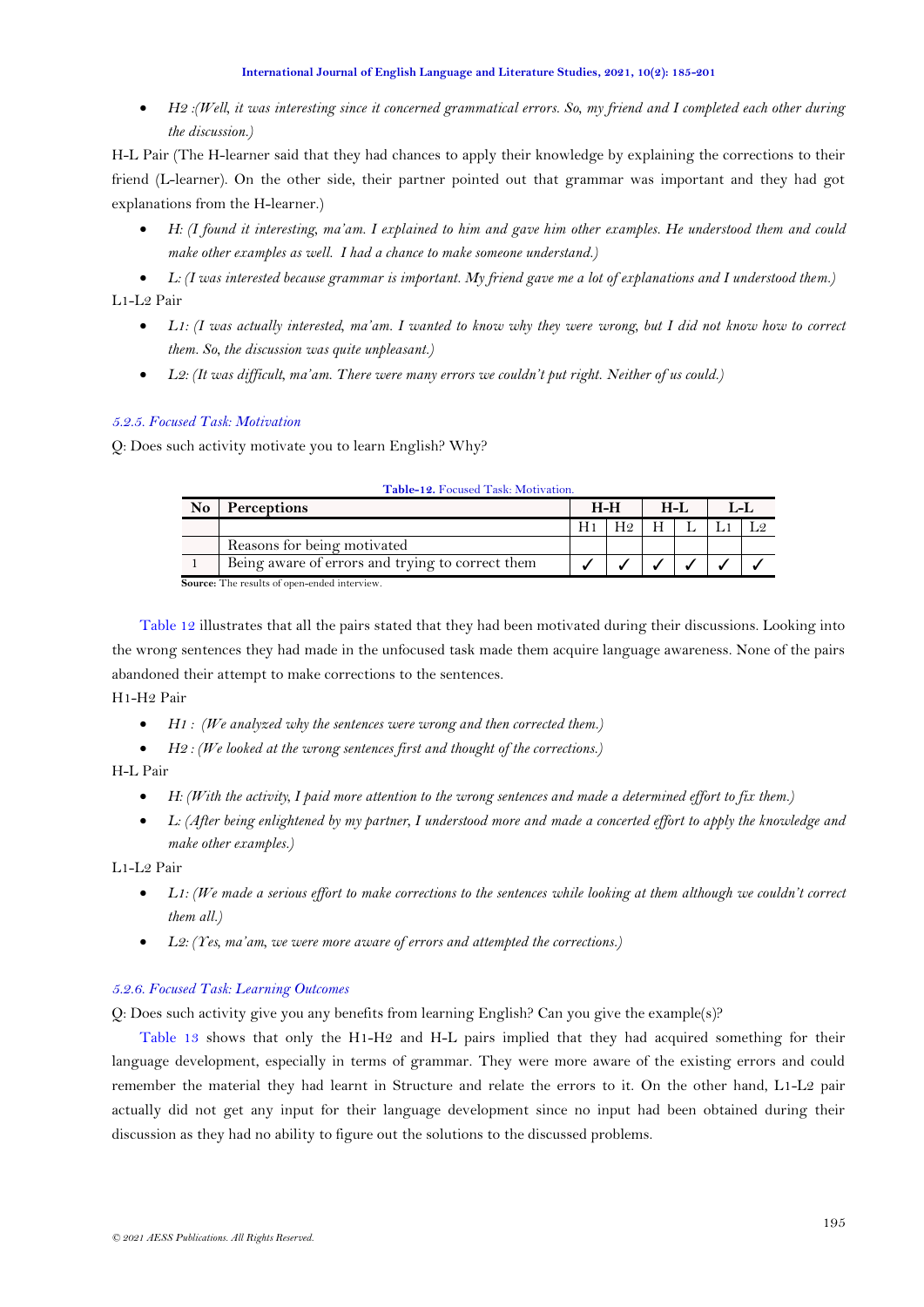- *H2 :(Well, it was interesting since it concerned grammatical errors. So, my friend and I completed each other during the discussion.)*

H-L Pair (The H-learner said that they had chances to apply their knowledge by explaining the corrections to their friend (L-learner). On the other side, their partner pointed out that grammar was important and they had got explanations from the H-learner.)

- *H: (I found it interesting, ma'am. I explained to him and gave him other examples. He understood them and could make other examples as well. I had a chance to make someone understand.)*
- *L: (I was interested because grammar is important. My friend gave me a lot of explanations and I understood them.)*

L1-L2 Pair

- *L1: (I was actually interested, ma'am. I wanted to know why they were wrong, but I did not know how to correct them. So, the discussion was quite unpleasant.)*
- *L2: (It was difficult, ma'am. There were many errors we couldn't put right. Neither of us could.)*

### *5.2.5. Focused Task: Motivation*

Q: Does such activity motivate you to learn English? Why?

**Table-12.** Focused Task: Motivation.

| No | Perceptions | H-H | | H-L | | L-L | |
|---|---|---|---|---|---|---|---|
| | | H1 | H2 | H | L | L1 | L2 |
| | Reasons for being motivated | | | | | | |
| 1 | Being aware of errors and trying to correct them | ✓ | ✓ | ✓ | ✓ | ✓ | ✓ |

**Source:** The results of open-ended interview.

Table 12 illustrates that all the pairs stated that they had been motivated during their discussions. Looking into the wrong sentences they had made in the unfocused task made them acquire language awareness. None of the pairs abandoned their attempt to make corrections to the sentences.

H1-H2 Pair

- *H1 : (We analyzed why the sentences were wrong and then corrected them.)*
- *H2 : (We looked at the wrong sentences first and thought of the corrections.)*

H-L Pair

- *H: (With the activity, I paid more attention to the wrong sentences and made a determined effort to fix them.)*
- *L: (After being enlightened by my partner, I understood more and made a concerted effort to apply the knowledge and make other examples.)*

L1-L2 Pair

- *L1: (We made a serious effort to make corrections to the sentences while looking at them although we couldn't correct them all.)*
- *L2: (Yes, ma'am, we were more aware of errors and attempted the corrections.)*

### *5.2.6. Focused Task: Learning Outcomes*

Q: Does such activity give you any benefits from learning English? Can you give the example(s)?

Table 13 shows that only the H1-H2 and H-L pairs implied that they had acquired something for their language development, especially in terms of grammar. They were more aware of the existing errors and could remember the material they had learnt in Structure and relate the errors to it. On the other hand, L1-L2 pair actually did not get any input for their language development since no input had been obtained during their discussion as they had no ability to figure out the solutions to the discussed problems.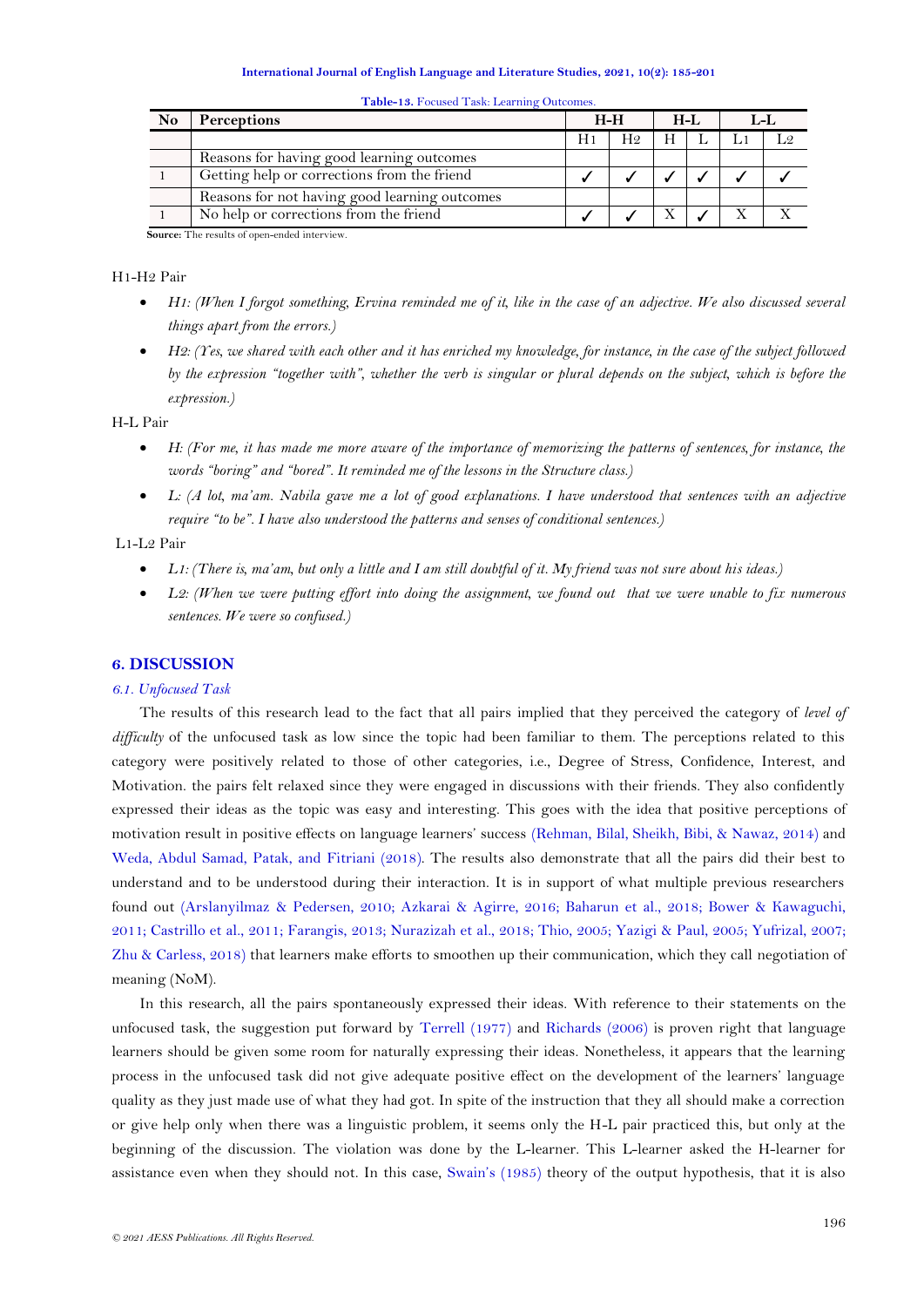**Table-13.** Focused Task: Learning Outcomes.

| No | Perceptions | H-H | | H-L | | L-L | |
|---|---|---|---|---|---|---|---|
| | | H1 | H2 | H | L | L1 | L2 |
| | Reasons for having good learning outcomes | | | | | | |
| 1 | Getting help or corrections from the friend | ✓ | ✓ | ✓ | ✓ | ✓ | ✓ |
| | Reasons for not having good learning outcomes | | | | | | |
| 1 | No help or corrections from the friend | ✓ | ✓ | X | ✓ | X | X |

**Source:** The results of open-ended interview.

H1-H2 Pair

- *H1: (When I forgot something, Ervina reminded me of it, like in the case of an adjective. We also discussed several things apart from the errors.)*
- *H2: (Yes, we shared with each other and it has enriched my knowledge, for instance, in the case of the subject followed by the expression "together with", whether the verb is singular or plural depends on the subject, which is before the expression.)*

H-L Pair

- *H: (For me, it has made me more aware of the importance of memorizing the patterns of sentences, for instance, the words "boring" and "bored". It reminded me of the lessons in the Structure class.)*
- *L: (A lot, ma'am. Nabila gave me a lot of good explanations. I have understood that sentences with an adjective require "to be". I have also understood the patterns and senses of conditional sentences.)*

L1-L2 Pair

- *L1: (There is, ma'am, but only a little and I am still doubtful of it. My friend was not sure about his ideas.)*
- *L2: (When we were putting effort into doing the assignment, we found out that we were unable to fix numerous sentences. We were so confused.)*

## 6. DISCUSSION

### *6.1. Unfocused Task*

The results of this research lead to the fact that all pairs implied that they perceived the category of *level of difficulty* of the unfocused task as low since the topic had been familiar to them. The perceptions related to this category were positively related to those of other categories, i.e., Degree of Stress, Confidence, Interest, and Motivation. the pairs felt relaxed since they were engaged in discussions with their friends. They also confidently expressed their ideas as the topic was easy and interesting. This goes with the idea that positive perceptions of motivation result in positive effects on language learners' success (Rehman, Bilal, Sheikh, Bibi, & Nawaz, 2014) and Weda, Abdul Samad, Patak, and Fitriani (2018). The results also demonstrate that all the pairs did their best to understand and to be understood during their interaction. It is in support of what multiple previous researchers found out (Arslanyilmaz & Pedersen, 2010; Azkarai & Agirre, 2016; Baharun et al., 2018; Bower & Kawaguchi, 2011; Castrillo et al., 2011; Farangis, 2013; Nurazizah et al., 2018; Thio, 2005; Yazigi & Paul, 2005; Yufrizal, 2007; Zhu & Carless, 2018) that learners make efforts to smoothen up their communication, which they call negotiation of meaning (NoM).

In this research, all the pairs spontaneously expressed their ideas. With reference to their statements on the unfocused task, the suggestion put forward by Terrell (1977) and Richards (2006) is proven right that language learners should be given some room for naturally expressing their ideas. Nonetheless, it appears that the learning process in the unfocused task did not give adequate positive effect on the development of the learners' language quality as they just made use of what they had got. In spite of the instruction that they all should make a correction or give help only when there was a linguistic problem, it seems only the H-L pair practiced this, but only at the beginning of the discussion. The violation was done by the L-learner. This L-learner asked the H-learner for assistance even when they should not. In this case, Swain's (1985) theory of the output hypothesis, that it is also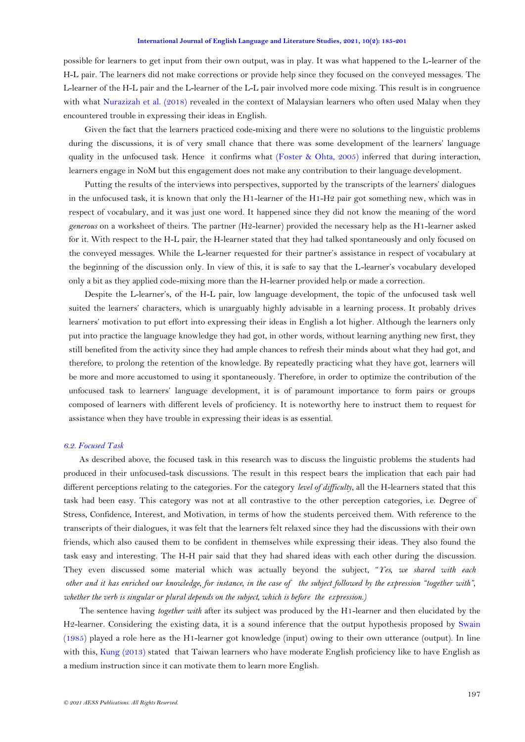possible for learners to get input from their own output, was in play. It was what happened to the L-learner of the H-L pair. The learners did not make corrections or provide help since they focused on the conveyed messages. The L-learner of the H-L pair and the L-learner of the L-L pair involved more code mixing. This result is in congruence with what Nurazizah et al. (2018) revealed in the context of Malaysian learners who often used Malay when they encountered trouble in expressing their ideas in English.

Given the fact that the learners practiced code-mixing and there were no solutions to the linguistic problems during the discussions, it is of very small chance that there was some development of the learners' language quality in the unfocused task. Hence it confirms what (Foster & Ohta, 2005) inferred that during interaction, learners engage in NoM but this engagement does not make any contribution to their language development.

Putting the results of the interviews into perspectives, supported by the transcripts of the learners' dialogues in the unfocused task, it is known that only the H1-learner of the H1-H2 pair got something new, which was in respect of vocabulary, and it was just one word. It happened since they did not know the meaning of the word *generous* on a worksheet of theirs. The partner (H2-learner) provided the necessary help as the H1-learner asked for it. With respect to the H-L pair, the H-learner stated that they had talked spontaneously and only focused on the conveyed messages. While the L-learner requested for their partner's assistance in respect of vocabulary at the beginning of the discussion only. In view of this, it is safe to say that the L-learner's vocabulary developed only a bit as they applied code-mixing more than the H-learner provided help or made a correction.

Despite the L-learner's, of the H-L pair, low language development, the topic of the unfocused task well suited the learners' characters, which is unarguably highly advisable in a learning process. It probably drives learners' motivation to put effort into expressing their ideas in English a lot higher. Although the learners only put into practice the language knowledge they had got, in other words, without learning anything new first, they still benefited from the activity since they had ample chances to refresh their minds about what they had got, and therefore, to prolong the retention of the knowledge. By repeatedly practicing what they have got, learners will be more and more accustomed to using it spontaneously. Therefore, in order to optimize the contribution of the unfocused task to learners' language development, it is of paramount importance to form pairs or groups composed of learners with different levels of proficiency. It is noteworthy here to instruct them to request for assistance when they have trouble in expressing their ideas is as essential.

### *6.2. Focused Task*

As described above, the focused task in this research was to discuss the linguistic problems the students had produced in their unfocused-task discussions. The result in this respect bears the implication that each pair had different perceptions relating to the categories. For the category *level of difficulty*, all the H-learners stated that this task had been easy. This category was not at all contrastive to the other perception categories, i.e. Degree of Stress, Confidence, Interest, and Motivation, in terms of how the students perceived them. With reference to the transcripts of their dialogues, it was felt that the learners felt relaxed since they had the discussions with their own friends, which also caused them to be confident in themselves while expressing their ideas. They also found the task easy and interesting. The H-H pair said that they had shared ideas with each other during the discussion. They even discussed some material which was actually beyond the subject, *"Yes, we shared with each other and it has enriched our knowledge, for instance, in the case of the subject followed by the expression "together with", whether the verb is singular or plural depends on the subject, which is before the expression.)*

The sentence having *together with* after its subject was produced by the H1-learner and then elucidated by the H2-learner. Considering the existing data, it is a sound inference that the output hypothesis proposed by Swain (1985) played a role here as the H1-learner got knowledge (input) owing to their own utterance (output). In line with this, Kung (2013) stated that Taiwan learners who have moderate English proficiency like to have English as a medium instruction since it can motivate them to learn more English.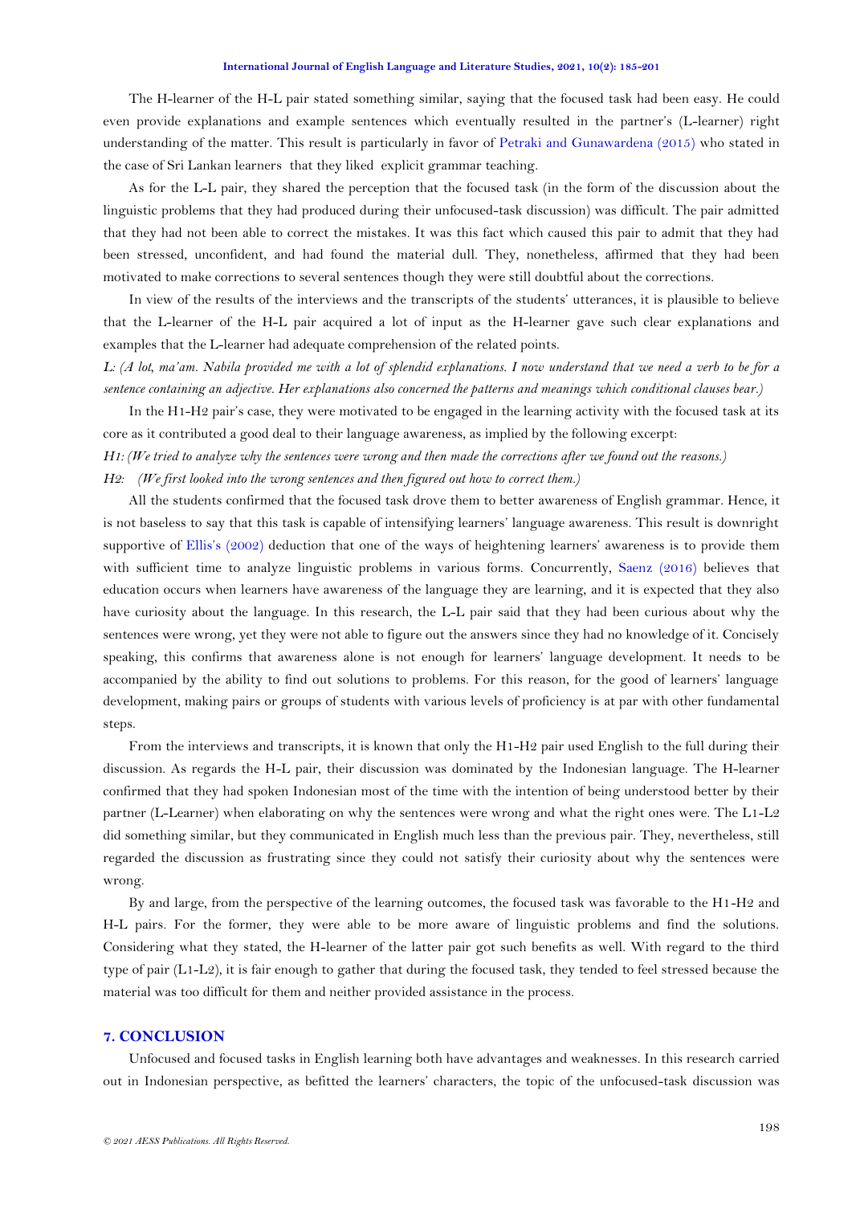The H-learner of the H-L pair stated something similar, saying that the focused task had been easy. He could even provide explanations and example sentences which eventually resulted in the partner's (L-learner) right understanding of the matter. This result is particularly in favor of Petraki and Gunawardena (2015) who stated in the case of Sri Lankan learners that they liked explicit grammar teaching.

As for the L-L pair, they shared the perception that the focused task (in the form of the discussion about the linguistic problems that they had produced during their unfocused-task discussion) was difficult. The pair admitted that they had not been able to correct the mistakes. It was this fact which caused this pair to admit that they had been stressed, unconfident, and had found the material dull. They, nonetheless, affirmed that they had been motivated to make corrections to several sentences though they were still doubtful about the corrections.

In view of the results of the interviews and the transcripts of the students' utterances, it is plausible to believe that the L-learner of the H-L pair acquired a lot of input as the H-learner gave such clear explanations and examples that the L-learner had adequate comprehension of the related points.

*L: (A lot, ma'am. Nabila provided me with a lot of splendid explanations. I now understand that we need a verb to be for a sentence containing an adjective. Her explanations also concerned the patterns and meanings which conditional clauses bear.)*

In the H1-H2 pair's case, they were motivated to be engaged in the learning activity with the focused task at its core as it contributed a good deal to their language awareness, as implied by the following excerpt:

*H1: (We tried to analyze why the sentences were wrong and then made the corrections after we found out the reasons.)*

*H2: (We first looked into the wrong sentences and then figured out how to correct them.)*

All the students confirmed that the focused task drove them to better awareness of English grammar. Hence, it is not baseless to say that this task is capable of intensifying learners' language awareness. This result is downright supportive of Ellis's (2002) deduction that one of the ways of heightening learners' awareness is to provide them with sufficient time to analyze linguistic problems in various forms. Concurrently, Saenz (2016) believes that education occurs when learners have awareness of the language they are learning, and it is expected that they also have curiosity about the language. In this research, the L-L pair said that they had been curious about why the sentences were wrong, yet they were not able to figure out the answers since they had no knowledge of it. Concisely speaking, this confirms that awareness alone is not enough for learners' language development. It needs to be accompanied by the ability to find out solutions to problems. For this reason, for the good of learners' language development, making pairs or groups of students with various levels of proficiency is at par with other fundamental steps.

From the interviews and transcripts, it is known that only the H1-H2 pair used English to the full during their discussion. As regards the H-L pair, their discussion was dominated by the Indonesian language. The H-learner confirmed that they had spoken Indonesian most of the time with the intention of being understood better by their partner (L-Learner) when elaborating on why the sentences were wrong and what the right ones were. The L1-L2 did something similar, but they communicated in English much less than the previous pair. They, nevertheless, still regarded the discussion as frustrating since they could not satisfy their curiosity about why the sentences were wrong.

By and large, from the perspective of the learning outcomes, the focused task was favorable to the H1-H2 and H-L pairs. For the former, they were able to be more aware of linguistic problems and find the solutions. Considering what they stated, the H-learner of the latter pair got such benefits as well. With regard to the third type of pair (L1-L2), it is fair enough to gather that during the focused task, they tended to feel stressed because the material was too difficult for them and neither provided assistance in the process.

## 7. CONCLUSION

Unfocused and focused tasks in English learning both have advantages and weaknesses. In this research carried out in Indonesian perspective, as befitted the learners' characters, the topic of the unfocused-task discussion was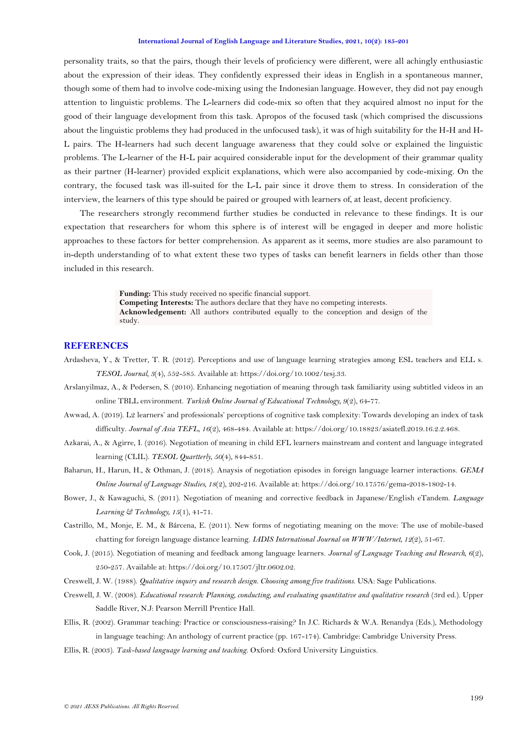personality traits, so that the pairs, though their levels of proficiency were different, were all achingly enthusiastic about the expression of their ideas. They confidently expressed their ideas in English in a spontaneous manner, though some of them had to involve code-mixing using the Indonesian language. However, they did not pay enough attention to linguistic problems. The L-learners did code-mix so often that they acquired almost no input for the good of their language development from this task. Apropos of the focused task (which comprised the discussions about the linguistic problems they had produced in the unfocused task), it was of high suitability for the H-H and H-L pairs. The H-learners had such decent language awareness that they could solve or explained the linguistic problems. The L-learner of the H-L pair acquired considerable input for the development of their grammar quality as their partner (H-learner) provided explicit explanations, which were also accompanied by code-mixing. On the contrary, the focused task was ill-suited for the L-L pair since it drove them to stress. In consideration of the interview, the learners of this type should be paired or grouped with learners of, at least, decent proficiency.

The researchers strongly recommend further studies be conducted in relevance to these findings. It is our expectation that researchers for whom this sphere is of interest will be engaged in deeper and more holistic approaches to these factors for better comprehension. As apparent as it seems, more studies are also paramount to in-depth understanding of to what extent these two types of tasks can benefit learners in fields other than those included in this research.

**Funding:** This study received no specific financial support.
**Competing Interests:** The authors declare that they have no competing interests.
**Acknowledgement:** All authors contributed equally to the conception and design of the study.

## REFERENCES

Ardasheva, Y., & Tretter, T. R. (2012). Perceptions and use of language learning strategies among ESL teachers and ELL s. *TESOL Journal, 3*(4), 552-585. Available at: https://doi.org/10.1002/tesj.33.

Arslanyilmaz, A., & Pedersen, S. (2010). Enhancing negotiation of meaning through task familiarity using subtitled videos in an online TBLL environment. *Turkish Online Journal of Educational Technology, 9*(2), 64-77.

Awwad, A. (2019). L2 learners' and professionals' perceptions of cognitive task complexity: Towards developing an index of task difficulty. *Journal of Asia TEFL, 16*(2), 468-484. Available at: https://doi.org/10.18823/asiatefl.2019.16.2.2.468.

Azkarai, A., & Agirre, I. (2016). Negotiation of meaning in child EFL learners mainstream and content and language integrated learning (CLIL). *TESOL Quartterly, 50*(4), 844-851.

Baharun, H., Harun, H., & Othman, J. (2018). Anaysis of negotiation episodes in foreign language learner interactions. *GEMA Online Journal of Language Studies, 18*(2), 202-216. Available at: https://doi.org/10.17576/gema-2018-1802-14.

Bower, J., & Kawaguchi, S. (2011). Negotiation of meaning and corrective feedback in Japanese/English eTandem. *Language Learning & Technology, 15*(1), 41-71.

Castrillo, M., Monje, E. M., & Bárcena, E. (2011). New forms of negotiating meaning on the move: The use of mobile-based chatting for foreign language distance learning. *IADIS International Journal on WWW/Internet, 12*(2), 51-67.

Cook, J. (2015). Negotiation of meaning and feedback among language learners. *Journal of Language Teaching and Research, 6*(2), 250-257. Available at: https://doi.org/10.17507/jltr.0602.02.

Creswell, J. W. (1988). *Qualitative inquiry and research design. Choosing among five traditions*. USA: Sage Publications.

Creswell, J. W. (2008). *Educational research: Planning, conducting, and evaluating quantitative and qualitative research* (3rd ed.). Upper Saddle River, N.J: Pearson Merrill Prentice Hall.

Ellis, R. (2002). Grammar teaching: Practice or consciousness-raising? In J.C. Richards & W.A. Renandya (Eds.), Methodology in language teaching: An anthology of current practice (pp. 167-174). Cambridge: Cambridge University Press.

Ellis, R. (2003). *Task-based language learning and teaching*. Oxford: Oxford University Linguistics.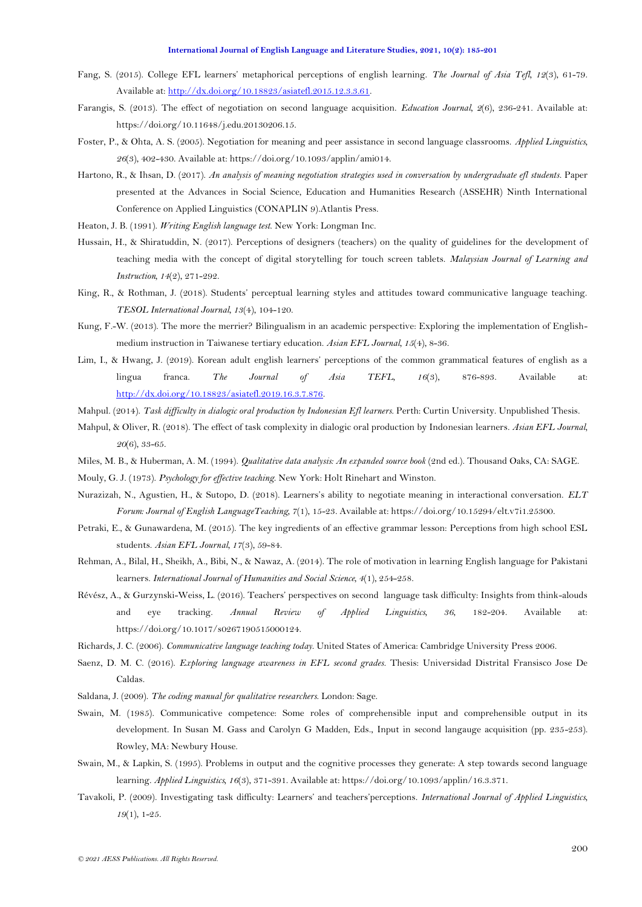Fang, S. (2015). College EFL learners' metaphorical perceptions of english learning. *The Journal of Asia Tefl, 12*(3), 61-79. Available at: http://dx.doi.org/10.18823/asiatefl.2015.12.3.3.61.

Farangis, S. (2013). The effect of negotiation on second language acquisition. *Education Journal, 2*(6), 236-241. Available at: https://doi.org/10.11648/j.edu.20130206.15.

Foster, P., & Ohta, A. S. (2005). Negotiation for meaning and peer assistance in second language classrooms. *Applied Linguistics, 26*(3), 402-430. Available at: https://doi.org/10.1093/applin/ami014.

Hartono, R., & Ihsan, D. (2017). *An analysis of meaning negotiation strategies used in conversation by undergraduate efl students*. Paper presented at the Advances in Social Science, Education and Humanities Research (ASSEHR) Ninth International Conference on Applied Linguistics (CONAPLIN 9).Atlantis Press.

Heaton, J. B. (1991). *Writing English language test*. New York: Longman Inc.

Hussain, H., & Shiratuddin, N. (2017). Perceptions of designers (teachers) on the quality of guidelines for the development of teaching media with the concept of digital storytelling for touch screen tablets. *Malaysian Journal of Learning and Instruction, 14*(2), 271-292.

King, R., & Rothman, J. (2018). Students' perceptual learning styles and attitudes toward communicative language teaching. *TESOL International Journal, 13*(4), 104-120.

Kung, F.-W. (2013). The more the merrier? Bilingualism in an academic perspective: Exploring the implementation of English-medium instruction in Taiwanese tertiary education. *Asian EFL Journal, 15*(4), 8-36.

Lim, I., & Hwang, J. (2019). Korean adult english learners' perceptions of the common grammatical features of english as a lingua franca. *The Journal of Asia TEFL, 16*(3), 876-893. Available at: http://dx.doi.org/10.18823/asiatefl.2019.16.3.7.876.

Mahpul. (2014). *Task difficulty in dialogic oral production by Indonesian Efl learners*. Perth: Curtin University. Unpublished Thesis.

Mahpul, & Oliver, R. (2018). The effect of task complexity in dialogic oral production by Indonesian learners. *Asian EFL Journal, 20*(6), 33-65.

Miles, M. B., & Huberman, A. M. (1994). *Qualitative data analysis: An expanded source book* (2nd ed.). Thousand Oaks, CA: SAGE.

Mouly, G. J. (1973). *Psychology for effective teaching*. New York: Holt Rinehart and Winston.

Nurazizah, N., Agustien, H., & Sutopo, D. (2018). Learners's ability to negotiate meaning in interactional conversation. *ELT Forum: Journal of English LanguageTeaching, 7*(1), 15-23. Available at: https://doi.org/10.15294/elt.v7i1.25300.

Petraki, E., & Gunawardena, M. (2015). The key ingredients of an effective grammar lesson: Perceptions from high school ESL students. *Asian EFL Journal, 17*(3), 59-84.

Rehman, A., Bilal, H., Sheikh, A., Bibi, N., & Nawaz, A. (2014). The role of motivation in learning English language for Pakistani learners. *International Journal of Humanities and Social Science, 4*(1), 254-258.

Révész, A., & Gurzynski-Weiss, L. (2016). Teachers' perspectives on second language task difficulty: Insights from think-alouds and eye tracking. *Annual Review of Applied Linguistics, 36*, 182-204. Available at: https://doi.org/10.1017/s0267190515000124.

Richards, J. C. (2006). *Communicative language teaching today*. United States of America: Cambridge University Press 2006.

Saenz, D. M. C. (2016). *Exploring language awareness in EFL second grades*. Thesis: Universidad Distrital Fransisco Jose De Caldas.

Saldana, J. (2009). *The coding manual for qualitative researchers*. London: Sage.

Swain, M. (1985). Communicative competence: Some roles of comprehensible input and comprehensible output in its development. In Susan M. Gass and Carolyn G Madden, Eds., Input in second langauge acquisition (pp. 235-253). Rowley, MA: Newbury House.

Swain, M., & Lapkin, S. (1995). Problems in output and the cognitive processes they generate: A step towards second language learning. *Applied Linguistics, 16*(3), 371-391. Available at: https://doi.org/10.1093/applin/16.3.371.

Tavakoli, P. (2009). Investigating task difficulty: Learners' and teachers'perceptions. *International Journal of Applied Linguistics, 19*(1), 1-25.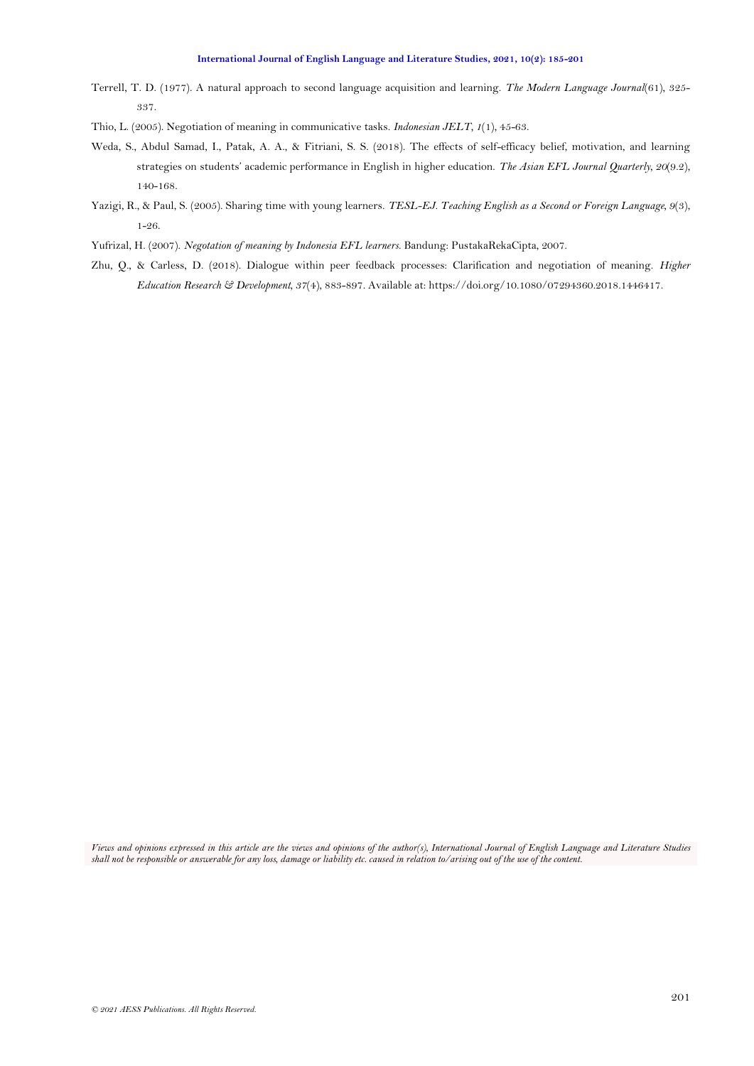Terrell, T. D. (1977). A natural approach to second language acquisition and learning. *The Modern Language Journal*(61), 325-337.

Thio, L. (2005). Negotiation of meaning in communicative tasks. *Indonesian JELT, 1*(1), 45-63.

Weda, S., Abdul Samad, I., Patak, A. A., & Fitriani, S. S. (2018). The effects of self-efficacy belief, motivation, and learning strategies on students' academic performance in English in higher education. *The Asian EFL Journal Quarterly, 20*(9.2), 140-168.

Yazigi, R., & Paul, S. (2005). Sharing time with young learners. *TESL-EJ. Teaching English as a Second or Foreign Language, 9*(3), 1-26.

Yufrizal, H. (2007). *Negotation of meaning by Indonesia EFL learners*. Bandung: PustakaRekaCipta, 2007.

Zhu, Q., & Carless, D. (2018). Dialogue within peer feedback processes: Clarification and negotiation of meaning. *Higher Education Research & Development, 37*(4), 883-897. Available at: https://doi.org/10.1080/07294360.2018.1446417.

*Views and opinions expressed in this article are the views and opinions of the author(s), International Journal of English Language and Literature Studies shall not be responsible or answerable for any loss, damage or liability etc. caused in relation to/arising out of the use of the content.*